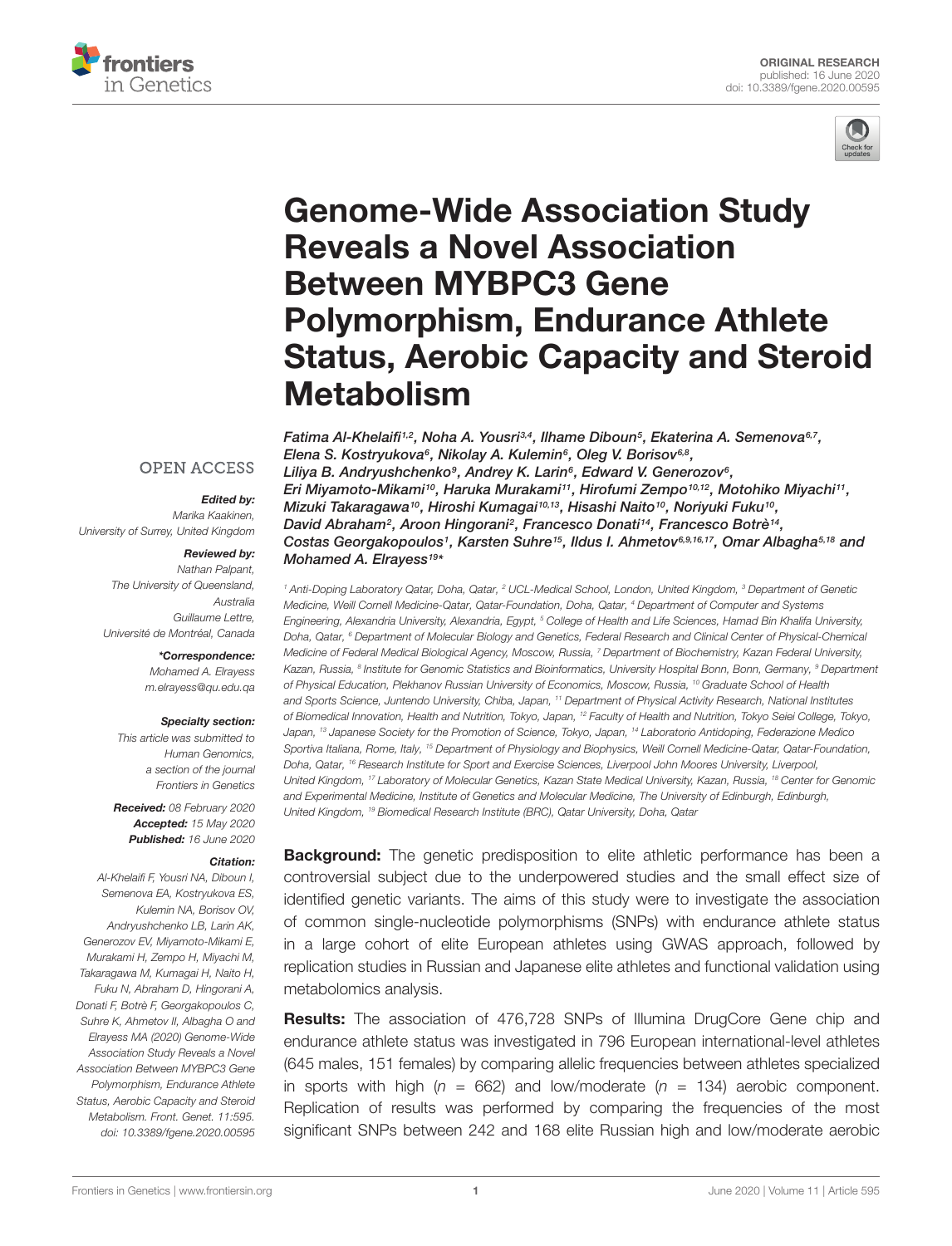ORIGINAL RESEARCH
published: 16 June 2020
doi: 10.3389/fgene.2020.00595

# Genome-Wide Association Study Reveals a Novel Association Between MYBPC3 Gene Polymorphism, Endurance Athlete Status, Aerobic Capacity and Steroid Metabolism

Fatima Al-Khelaifi[1,2], Noha A. Yousri[3,4], Ilhame Diboun[5], Ekaterina A. Semenova[6,7], Elena S. Kostryukova[6], Nikolay A. Kulemin[6], Oleg V. Borisov[6,8], Liliya B. Andryushchenko[9], Andrey K. Larin[6], Edward V. Generozov[6], Eri Miyamoto-Mikami[10], Haruka Murakami[11], Hirofumi Zempo[10,12], Motohiko Miyachi[11], Mizuki Takaragawa[10], Hiroshi Kumagai[10,13], Hisashi Naito[10], Noriyuki Fuku[10], David Abraham[2], Aroon Hingorani[2], Francesco Donati[14], Francesco Botrè[14], Costas Georgakopoulos[1], Karsten Suhre[15], Ildus I. Ahmetov[6,9,16,17], Omar Albagha[5,18] and Mohamed A. Elrayess[19]*

[1] Anti-Doping Laboratory Qatar, Doha, Qatar, [2] UCL-Medical School, London, United Kingdom, [3] Department of Genetic Medicine, Weill Cornell Medicine-Qatar, Qatar-Foundation, Doha, Qatar, [4] Department of Computer and Systems Engineering, Alexandria University, Alexandria, Egypt, [5] College of Health and Life Sciences, Hamad Bin Khalifa University, Doha, Qatar, [6] Department of Molecular Biology and Genetics, Federal Research and Clinical Center of Physical-Chemical Medicine of Federal Medical Biological Agency, Moscow, Russia, [7] Department of Biochemistry, Kazan Federal University, Kazan, Russia, [8] Institute for Genomic Statistics and Bioinformatics, University Hospital Bonn, Bonn, Germany, [9] Department of Physical Education, Plekhanov Russian University of Economics, Moscow, Russia, [10] Graduate School of Health and Sports Science, Juntendo University, Chiba, Japan, [11] Department of Physical Activity Research, National Institutes of Biomedical Innovation, Health and Nutrition, Tokyo, Japan, [12] Faculty of Health and Nutrition, Tokyo Seiei College, Tokyo, Japan, [13] Japanese Society for the Promotion of Science, Tokyo, Japan, [14] Laboratorio Antidoping, Federazione Medico Sportiva Italiana, Rome, Italy, [15] Department of Physiology and Biophysics, Weill Cornell Medicine-Qatar, Qatar-Foundation, Doha, Qatar, [16] Research Institute for Sport and Exercise Sciences, Liverpool John Moores University, Liverpool, United Kingdom, [17] Laboratory of Molecular Genetics, Kazan State Medical University, Kazan, Russia, [18] Center for Genomic and Experimental Medicine, Institute of Genetics and Molecular Medicine, The University of Edinburgh, Edinburgh, United Kingdom, [19] Biomedical Research Institute (BRC), Qatar University, Doha, Qatar

OPEN ACCESS

*Edited by:*
Marika Kaakinen, University of Surrey, United Kingdom

*Reviewed by:*
Nathan Palpant, The University of Queensland, Australia
Guillaume Lettre, Université de Montréal, Canada

*\*Correspondence:*
Mohamed A. Elrayess
m.elrayess@qu.edu.qa

*Specialty section:*
This article was submitted to Human Genomics, a section of the journal Frontiers in Genetics

**Received:** 08 February 2020
**Accepted:** 15 May 2020
**Published:** 16 June 2020

*Citation:*
Al-Khelaifi F, Yousri NA, Diboun I, Semenova EA, Kostryukova ES, Kulemin NA, Borisov OV, Andryushchenko LB, Larin AK, Generozov EV, Miyamoto-Mikami E, Murakami H, Zempo H, Miyachi M, Takaragawa M, Kumagai H, Naito H, Fuku N, Abraham D, Hingorani A, Donati F, Botrè F, Georgakopoulos C, Suhre K, Ahmetov II, Albagha O and Elrayess MA (2020) Genome-Wide Association Study Reveals a Novel Association Between MYBPC3 Gene Polymorphism, Endurance Athlete Status, Aerobic Capacity and Steroid Metabolism. Front. Genet. 11:595. doi: 10.3389/fgene.2020.00595

**Background:** The genetic predisposition to elite athletic performance has been a controversial subject due to the underpowered studies and the small effect size of identified genetic variants. The aims of this study were to investigate the association of common single-nucleotide polymorphisms (SNPs) with endurance athlete status in a large cohort of elite European athletes using GWAS approach, followed by replication studies in Russian and Japanese elite athletes and functional validation using metabolomics analysis.

**Results:** The association of 476,728 SNPs of Illumina DrugCore Gene chip and endurance athlete status was investigated in 796 European international-level athletes (645 males, 151 females) by comparing allelic frequencies between athletes specialized in sports with high ($n$ = 662) and low/moderate ($n$ = 134) aerobic component. Replication of results was performed by comparing the frequencies of the most significant SNPs between 242 and 168 elite Russian high and low/moderate aerobic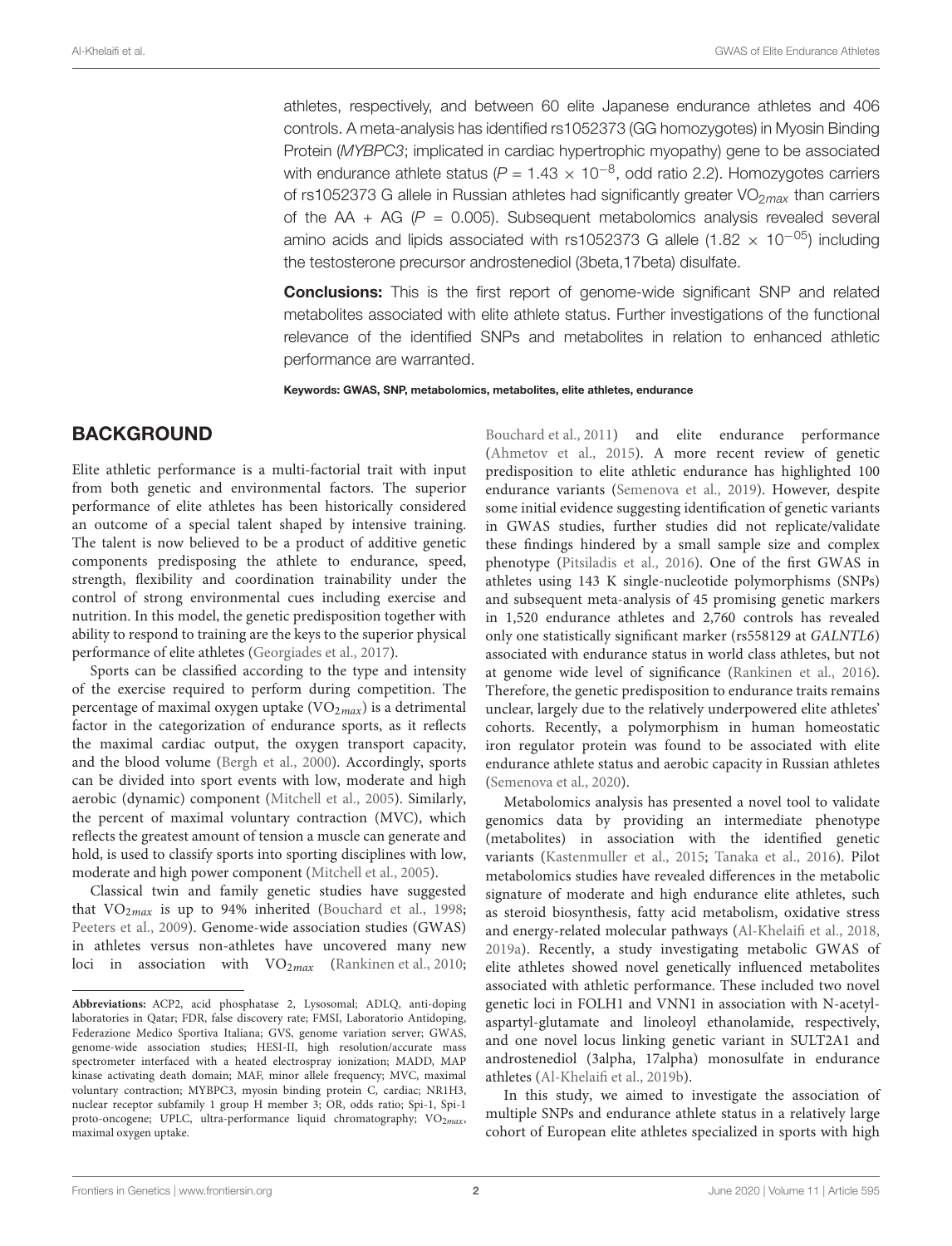athletes, respectively, and between 60 elite Japanese endurance athletes and 406 controls. A meta-analysis has identified rs1052373 (GG homozygotes) in Myosin Binding Protein (*MYBPC3*; implicated in cardiac hypertrophic myopathy) gene to be associated with endurance athlete status ($P = 1.43 \times 10^{-8}$, odd ratio 2.2). Homozygotes carriers of rs1052373 G allele in Russian athletes had significantly greater $VO_{2max}$ than carriers of the AA + AG ($P = 0.005$). Subsequent metabolomics analysis revealed several amino acids and lipids associated with rs1052373 G allele ($1.82 \times 10^{-05}$) including the testosterone precursor androstenediol (3beta,17beta) disulfate.

**Conclusions:** This is the first report of genome-wide significant SNP and related metabolites associated with elite athlete status. Further investigations of the functional relevance of the identified SNPs and metabolites in relation to enhanced athletic performance are warranted.

**Keywords: GWAS, SNP, metabolomics, metabolites, elite athletes, endurance**

## BACKGROUND

Elite athletic performance is a multi-factorial trait with input from both genetic and environmental factors. The superior performance of elite athletes has been historically considered an outcome of a special talent shaped by intensive training. The talent is now believed to be a product of additive genetic components predisposing the athlete to endurance, speed, strength, flexibility and coordination trainability under the control of strong environmental cues including exercise and nutrition. In this model, the genetic predisposition together with ability to respond to training are the keys to the superior physical performance of elite athletes (Georgiades et al., 2017).

Sports can be classified according to the type and intensity of the exercise required to perform during competition. The percentage of maximal oxygen uptake ($VO_{2max}$) is a detrimental factor in the categorization of endurance sports, as it reflects the maximal cardiac output, the oxygen transport capacity, and the blood volume (Bergh et al., 2000). Accordingly, sports can be divided into sport events with low, moderate and high aerobic (dynamic) component (Mitchell et al., 2005). Similarly, the percent of maximal voluntary contraction (MVC), which reflects the greatest amount of tension a muscle can generate and hold, is used to classify sports into sporting disciplines with low, moderate and high power component (Mitchell et al., 2005).

Classical twin and family genetic studies have suggested that $VO_{2max}$ is up to 94% inherited (Bouchard et al., 1998; Peeters et al., 2009). Genome-wide association studies (GWAS) in athletes versus non-athletes have uncovered many new loci in association with $VO_{2max}$ (Rankinen et al., 2010; Bouchard et al., 2011) and elite endurance performance (Ahmetov et al., 2015). A more recent review of genetic predisposition to elite athletic endurance has highlighted 100 endurance variants (Semenova et al., 2019). However, despite some initial evidence suggesting identification of genetic variants in GWAS studies, further studies did not replicate/validate these findings hindered by a small sample size and complex phenotype (Pitsiladis et al., 2016). One of the first GWAS in athletes using 143 K single-nucleotide polymorphisms (SNPs) and subsequent meta-analysis of 45 promising genetic markers in 1,520 endurance athletes and 2,760 controls has revealed only one statistically significant marker (rs558129 at *GALNTL6*) associated with endurance status in world class athletes, but not at genome wide level of significance (Rankinen et al., 2016). Therefore, the genetic predisposition to endurance traits remains unclear, largely due to the relatively underpowered elite athletes' cohorts. Recently, a polymorphism in human homeostatic iron regulator protein was found to be associated with elite endurance athlete status and aerobic capacity in Russian athletes (Semenova et al., 2020).

Metabolomics analysis has presented a novel tool to validate genomics data by providing an intermediate phenotype (metabolites) in association with the identified genetic variants (Kastenmuller et al., 2015; Tanaka et al., 2016). Pilot metabolomics studies have revealed differences in the metabolic signature of moderate and high endurance elite athletes, such as steroid biosynthesis, fatty acid metabolism, oxidative stress and energy-related molecular pathways (Al-Khelaifi et al., 2018, 2019a). Recently, a study investigating metabolic GWAS of elite athletes showed novel genetically influenced metabolites associated with athletic performance. These included two novel genetic loci in FOLH1 and VNN1 in association with N-acetyl-aspartyl-glutamate and linoleoyl ethanolamide, respectively, and one novel locus linking genetic variant in SULT2A1 and androstenediol (3alpha, 17alpha) monosulfate in endurance athletes (Al-Khelaifi et al., 2019b).

In this study, we aimed to investigate the association of multiple SNPs and endurance athlete status in a relatively large cohort of European elite athletes specialized in sports with high

**Abbreviations:** ACP2, acid phosphatase 2, Lysosomal; ADLQ, anti-doping laboratories in Qatar; FDR, false discovery rate; FMSI, Laboratorio Antidoping, Federazione Medico Sportiva Italiana; GVS, genome variation server; GWAS, genome-wide association studies; HESI-II, high resolution/accurate mass spectrometer interfaced with a heated electrospray ionization; MADD, MAP kinase activating death domain; MAF, minor allele frequency; MVC, maximal voluntary contraction; MYBPC3, myosin binding protein C, cardiac; NR1H3, nuclear receptor subfamily 1 group H member 3; OR, odds ratio; Spi-1, Spi-1 proto-oncogene; UPLC, ultra-performance liquid chromatography; $VO_{2max}$, maximal oxygen uptake.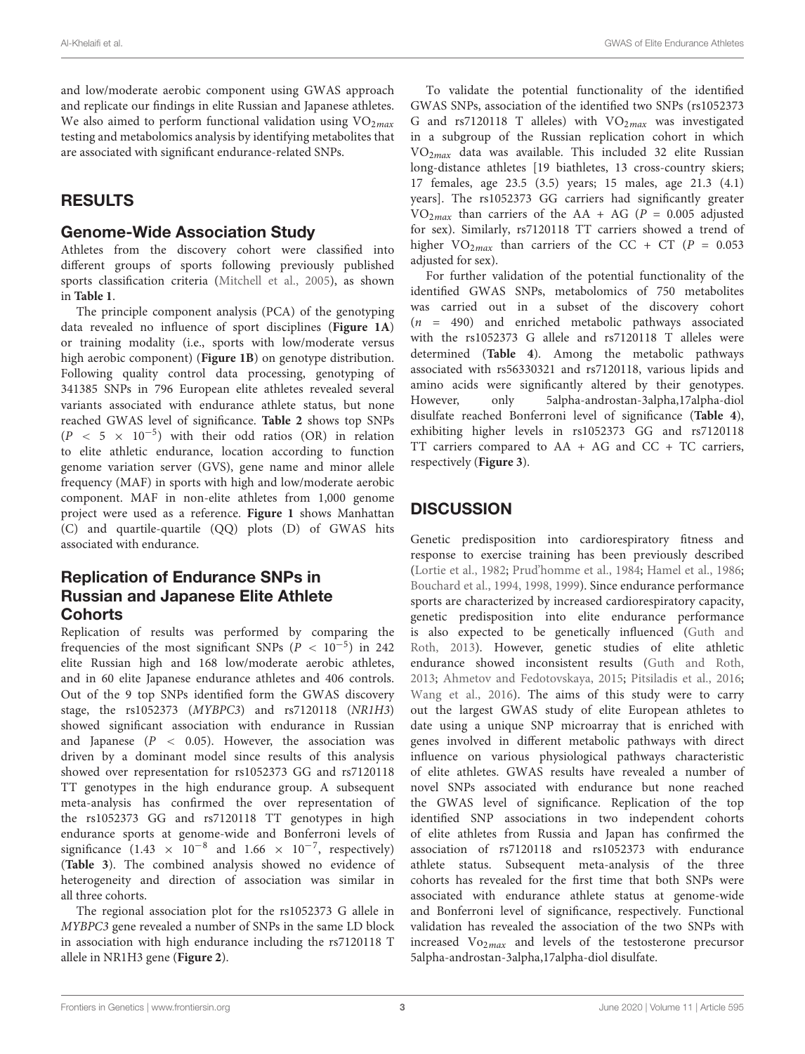and low/moderate aerobic component using GWAS approach and replicate our findings in elite Russian and Japanese athletes. We also aimed to perform functional validation using $VO_{2max}$ testing and metabolomics analysis by identifying metabolites that are associated with significant endurance-related SNPs.

## RESULTS

### Genome-Wide Association Study

Athletes from the discovery cohort were classified into different groups of sports following previously published sports classification criteria (Mitchell et al., 2005), as shown in **Table 1**.

The principle component analysis (PCA) of the genotyping data revealed no influence of sport disciplines (**Figure 1A**) or training modality (i.e., sports with low/moderate versus high aerobic component) (**Figure 1B**) on genotype distribution. Following quality control data processing, genotyping of 341385 SNPs in 796 European elite athletes revealed several variants associated with endurance athlete status, but none reached GWAS level of significance. **Table 2** shows top SNPs ($P < 5 \times 10^{-5}$) with their odd ratios (OR) in relation to elite athletic endurance, location according to function genome variation server (GVS), gene name and minor allele frequency (MAF) in sports with high and low/moderate aerobic component. MAF in non-elite athletes from 1,000 genome project were used as a reference. **Figure 1** shows Manhattan (C) and quartile-quartile (QQ) plots (D) of GWAS hits associated with endurance.

### Replication of Endurance SNPs in Russian and Japanese Elite Athlete Cohorts

Replication of results was performed by comparing the frequencies of the most significant SNPs ($P < 10^{-5}$) in 242 elite Russian high and 168 low/moderate aerobic athletes, and in 60 elite Japanese endurance athletes and 406 controls. Out of the 9 top SNPs identified form the GWAS discovery stage, the rs1052373 (*MYBPC3*) and rs7120118 (*NR1H3*) showed significant association with endurance in Russian and Japanese ($P < 0.05$). However, the association was driven by a dominant model since results of this analysis showed over representation for rs1052373 GG and rs7120118 TT genotypes in the high endurance group. A subsequent meta-analysis has confirmed the over representation of the rs1052373 GG and rs7120118 TT genotypes in high endurance sports at genome-wide and Bonferroni levels of significance ($1.43 \times 10^{-8}$ and $1.66 \times 10^{-7}$, respectively) (**Table 3**). The combined analysis showed no evidence of heterogeneity and direction of association was similar in all three cohorts.

The regional association plot for the rs1052373 G allele in *MYBPC3* gene revealed a number of SNPs in the same LD block in association with high endurance including the rs7120118 T allele in NR1H3 gene (**Figure 2**).

To validate the potential functionality of the identified GWAS SNPs, association of the identified two SNPs (rs1052373 G and rs7120118 T alleles) with $VO_{2max}$ was investigated in a subgroup of the Russian replication cohort in which $VO_{2max}$ data was available. This included 32 elite Russian long-distance athletes [19 biathletes, 13 cross-country skiers; 17 females, age 23.5 (3.5) years; 15 males, age 21.3 (4.1) years]. The rs1052373 GG carriers had significantly greater $VO_{2max}$ than carriers of the AA + AG ($P = 0.005$ adjusted for sex). Similarly, rs7120118 TT carriers showed a trend of higher $VO_{2max}$ than carriers of the CC + CT ($P = 0.053$ adjusted for sex).

For further validation of the potential functionality of the identified GWAS SNPs, metabolomics of 750 metabolites was carried out in a subset of the discovery cohort ($n = 490$) and enriched metabolic pathways associated with the rs1052373 G allele and rs7120118 T alleles were determined (**Table 4**). Among the metabolic pathways associated with rs56330321 and rs7120118, various lipids and amino acids were significantly altered by their genotypes. However, only 5alpha-androstan-3alpha,17alpha-diol disulfate reached Bonferroni level of significance (**Table 4**), exhibiting higher levels in rs1052373 GG and rs7120118 TT carriers compared to AA + AG and CC + TC carriers, respectively (**Figure 3**).

## DISCUSSION

Genetic predisposition into cardiorespiratory fitness and response to exercise training has been previously described (Lortie et al., 1982; Prud'homme et al., 1984; Hamel et al., 1986; Bouchard et al., 1994, 1998, 1999). Since endurance performance sports are characterized by increased cardiorespiratory capacity, genetic predisposition into elite endurance performance is also expected to be genetically influenced (Guth and Roth, 2013). However, genetic studies of elite athletic endurance showed inconsistent results (Guth and Roth, 2013; Ahmetov and Fedotovskaya, 2015; Pitsiladis et al., 2016; Wang et al., 2016). The aims of this study were to carry out the largest GWAS study of elite European athletes to date using a unique SNP microarray that is enriched with genes involved in different metabolic pathways with direct influence on various physiological pathways characteristic of elite athletes. GWAS results have revealed a number of novel SNPs associated with endurance but none reached the GWAS level of significance. Replication of the top identified SNP associations in two independent cohorts of elite athletes from Russia and Japan has confirmed the association of rs7120118 and rs1052373 with endurance athlete status. Subsequent meta-analysis of the three cohorts has revealed for the first time that both SNPs were associated with endurance athlete status at genome-wide and Bonferroni level of significance, respectively. Functional validation has revealed the association of the two SNPs with increased $Vo_{2max}$ and levels of the testosterone precursor 5alpha-androstan-3alpha,17alpha-diol disulfate.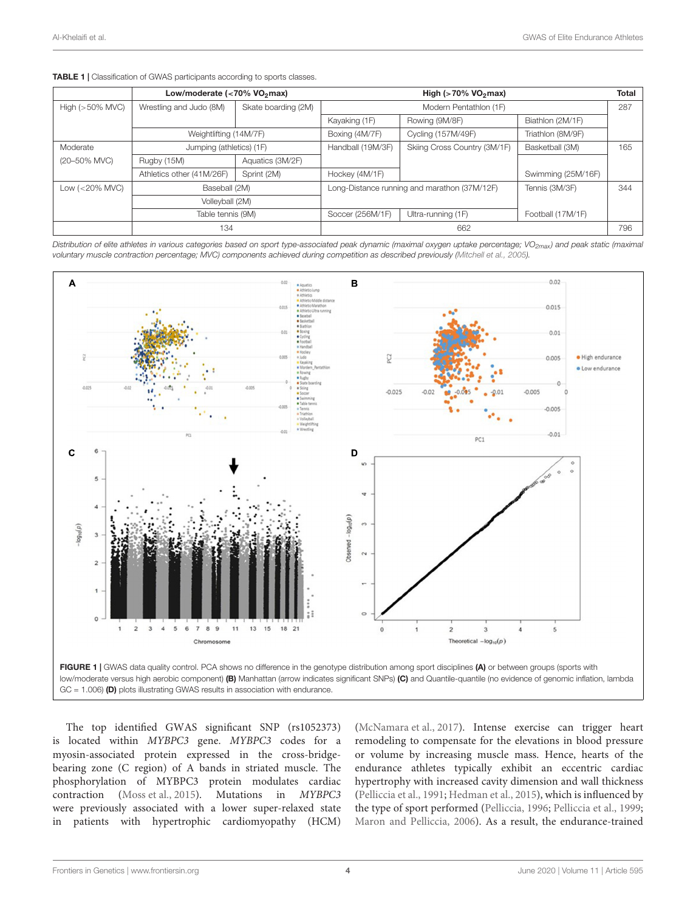**TABLE 1 |** Classification of GWAS participants according to sports classes.

| | Low/moderate (<70% $VO_2$max) | | High (>70% $VO_2$max) | | | Total |
|---|---|---|---|---|---|---|
| High (>50% MVC) | Wrestling and Judo (8M) | Skate boarding (2M) | Modern Pentathlon (1F) | | | 287 |
| | | | Kayaking (1F) | Rowing (9M/8F) | Biathlon (2M/1F) | |
| | Weightlifting (14M/7F) | | Boxing (4M/7F) | Cycling (157M/49F) | Triathlon (8M/9F) | |
| Moderate (20–50% MVC) | Jumping (athletics) (1F) | | Handball (19M/3F) | Skiing Cross Country (3M/1F) | Basketball (3M) | 165 |
| | Rugby (15M) | Aquatics (3M/2F) | | | | |
| | Athletics other (41M/26F) | Sprint (2M) | Hockey (4M/1F) | | Swimming (25M/16F) | |
| Low (<20% MVC) | Baseball (2M) | | Long-Distance running and marathon (37M/12F) | | Tennis (3M/3F) | 344 |
| | Volleyball (2M) | | | | | |
| | Table tennis (9M) | | Soccer (256M/1F) | Ultra-running (1F) | Football (17M/1F) | |
| | 134 | | 662 | | | 796 |

*Distribution of elite athletes in various categories based on sport type-associated peak dynamic (maximal oxygen uptake percentage; $VO_{2max}$) and peak static (maximal voluntary muscle contraction percentage; MVC) components achieved during competition as described previously (Mitchell et al., 2005).*

**FIGURE 1 |** GWAS data quality control. PCA shows no difference in the genotype distribution among sport disciplines **(A)** or between groups (sports with low/moderate versus high aerobic component) **(B)** Manhattan (arrow indicates significant SNPs) **(C)** and Quantile-quantile (no evidence of genomic inflation, lambda GC = 1.006) **(D)** plots illustrating GWAS results in association with endurance.

The top identified GWAS significant SNP (rs1052373) is located within *MYBPC3* gene. *MYBPC3* codes for a myosin-associated protein expressed in the cross-bridge-bearing zone (C region) of A bands in striated muscle. The phosphorylation of MYBPC3 protein modulates cardiac contraction (Moss et al., 2015). Mutations in *MYBPC3* were previously associated with a lower super-relaxed state in patients with hypertrophic cardiomyopathy (HCM) (McNamara et al., 2017). Intense exercise can trigger heart remodeling to compensate for the elevations in blood pressure or volume by increasing muscle mass. Hence, hearts of the endurance athletes typically exhibit an eccentric cardiac hypertrophy with increased cavity dimension and wall thickness (Pelliccia et al., 1991; Hedman et al., 2015), which is influenced by the type of sport performed (Pelliccia, 1996; Pelliccia et al., 1999; Maron and Pelliccia, 2006). As a result, the endurance-trained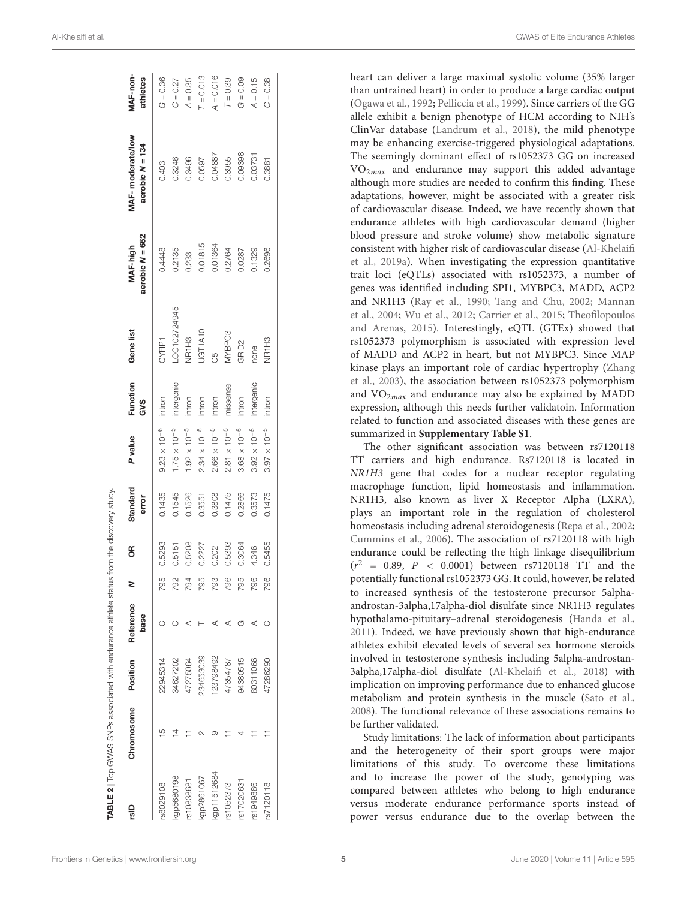**TABLE 2** | Top GWAS SNPs associated with endurance athlete status from the discovery study.

| rsID | Chromosome | Position | Reference base | N | OR | Standard error | P value | Function GVS | Gene list | MAF-high aerobic N = 662 | MAF- moderate/low aerobic N = 134 | MAF-non-athletes |
|---|---|---|---|---|---|---|---|---|---|---|---|---|
| rs8029108 | 15 | 22945314 | C | 795 | 0.5293 | 0.1435 | $9.23 \times 10^{-6}$ | intron | CYFIP1 | 0.4448 | 0.403 | G = 0.36 |
| kgp5680198 | 14 | 34627202 | C | 792 | 0.5151 | 0.1545 | $1.75 \times 10^{-5}$ | intergenic | LOC102724945 | 0.2135 | 0.3246 | C = 0.27 |
| rs10838681 | 11 | 47275064 | A | 794 | 0.5208 | 0.1526 | $1.92 \times 10^{-5}$ | intron | NR1H3 | 0.233 | 0.3496 | A = 0.35 |
| kgp2861067 | 2 | 234653039 | T | 795 | 0.2227 | 0.3551 | $2.34 \times 10^{-5}$ | intron | UGT1A10 | 0.01815 | 0.0597 | T = 0.013 |
| kgp11512684 | 9 | 123798492 | A | 793 | 0.202 | 0.3808 | $2.66 \times 10^{-5}$ | intron | C5 | 0.01364 | 0.04887 | A = 0.016 |
| rs1052373 | 11 | 47354787 | A | 796 | 0.5393 | 0.1475 | $2.81 \times 10^{-5}$ | missense | MYBPC3 | 0.2764 | 0.3955 | T = 0.39 |
| rs17020631 | 4 | 94380515 | G | 795 | 0.3064 | 0.2866 | $3.68 \times 10^{-5}$ | intron | GRID2 | 0.0287 | 0.09398 | G = 0.09 |
| rs1949886 | 11 | 80311066 | A | 796 | 4.346 | 0.3573 | $3.92 \times 10^{-5}$ | intergenic | none | 0.1329 | 0.03731 | A = 0.15 |
| rs7120118 | 11 | 47286290 | C | 796 | 0.5455 | 0.1475 | $3.97 \times 10^{-5}$ | intron | NR1H3 | 0.2696 | 0.3881 | C = 0.38 |

heart can deliver a large maximal systolic volume (35% larger than untrained heart) in order to produce a large cardiac output (Ogawa et al., 1992; Pelliccia et al., 1999). Since carriers of the GG allele exhibit a benign phenotype of HCM according to NIH's ClinVar database (Landrum et al., 2018), the mild phenotype may be enhancing exercise-triggered physiological adaptations. The seemingly dominant effect of rs1052373 GG on increased $VO_{2max}$ and endurance may support this added advantage although more studies are needed to confirm this finding. These adaptations, however, might be associated with a greater risk of cardiovascular disease. Indeed, we have recently shown that endurance athletes with high cardiovascular demand (higher blood pressure and stroke volume) show metabolic signature consistent with higher risk of cardiovascular disease (Al-Khelaifi et al., 2019a). When investigating the expression quantitative trait loci (eQTLs) associated with rs1052373, a number of genes was identified including SPI1, MYBPC3, MADD, ACP2 and NR1H3 (Ray et al., 1990; Tang and Chu, 2002; Mannan et al., 2004; Wu et al., 2012; Carrier et al., 2015; Theofilopoulos and Arenas, 2015). Interestingly, eQTL (GTEx) showed that rs1052373 polymorphism is associated with expression level of MADD and ACP2 in heart, but not MYBPC3. Since MAP kinase plays an important role of cardiac hypertrophy (Zhang et al., 2003), the association between rs1052373 polymorphism and $VO_{2max}$ and endurance may also be explained by MADD expression, although this needs further validatoin. Information related to function and associated diseases with these genes are summarized in **Supplementary Table S1**.

The other significant association was between rs7120118 TT carriers and high endurance. Rs7120118 is located in *NR1H3* gene that codes for a nuclear receptor regulating macrophage function, lipid homeostasis and inflammation. NR1H3, also known as liver X Receptor Alpha (LXRA), plays an important role in the regulation of cholesterol homeostasis including adrenal steroidogenesis (Repa et al., 2002; Cummins et al., 2006). The association of rs7120118 with high endurance could be reflecting the high linkage disequilibrium ($r^2$ = 0.89, $P$ < 0.0001) between rs7120118 TT and the potentially functional rs1052373 GG. It could, however, be related to increased synthesis of the testosterone precursor 5alpha-androstan-3alpha,17alpha-diol disulfate since NR1H3 regulates hypothalamo-pituitary–adrenal steroidogenesis (Handa et al., 2011). Indeed, we have previously shown that high-endurance athletes exhibit elevated levels of several sex hormone steroids involved in testosterone synthesis including 5alpha-androstan-3alpha,17alpha-diol disulfate (Al-Khelaifi et al., 2018) with implication on improving performance due to enhanced glucose metabolism and protein synthesis in the muscle (Sato et al., 2008). The functional relevance of these associations remains to be further validated.

Study limitations: The lack of information about participants and the heterogeneity of their sport groups were major limitations of this study. To overcome these limitations and to increase the power of the study, genotyping was compared between athletes who belong to high endurance versus moderate endurance performance sports instead of power versus endurance due to the overlap between the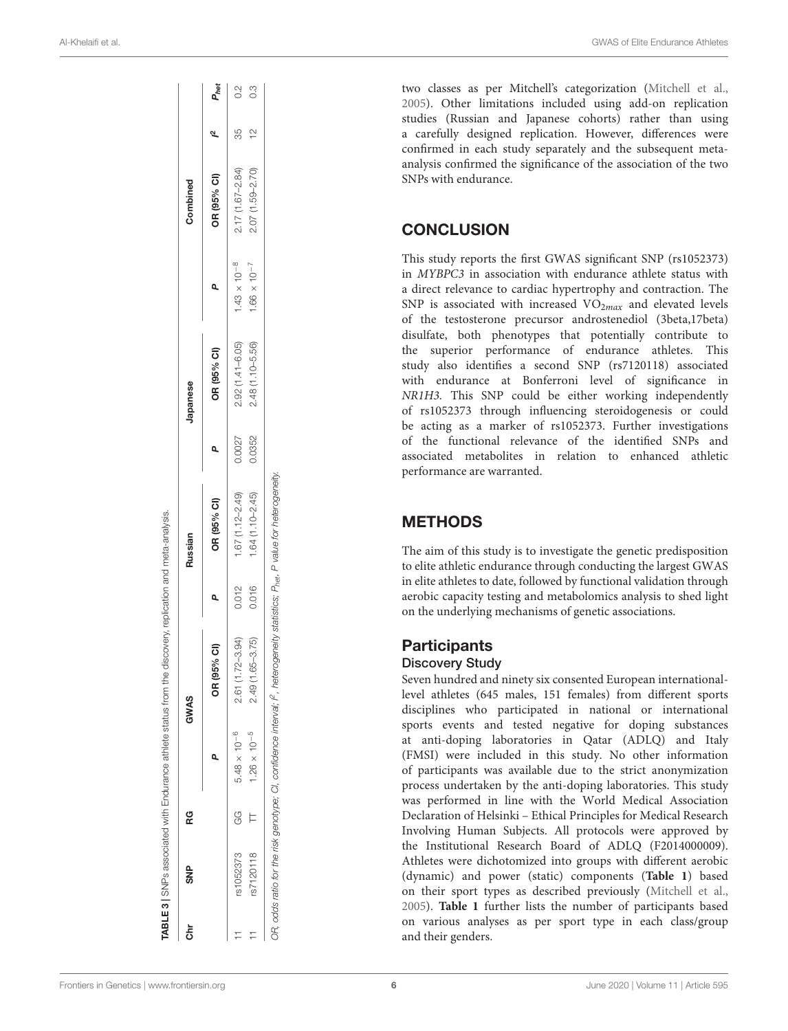**TABLE 3 |** SNPs associated with Endurance athlete status from the discovery, replication and meta-analysis.

| Chr | SNP | RG | GWAS | | Russian | | Japanese | | Combined | | | |
|---|---|---|---|---|---|---|---|---|---|---|---|---|
| | | | *P* | OR (95% CI) | *P* | OR (95% CI) | *P* | OR (95% CI) | *P* | OR (95% CI) | $I^2$ | $P_{het}$ |
| 11 | rs1052373 | GG | $5.48 \times 10^{-6}$ | 2.61 (1.72–3.94) | 0.012 | 1.67 (1.12–2.49) | 0.0027 | 2.92 (1.41–6.05) | $1.43 \times 10^{-8}$ | 2.17 (1.67–2.84) | 35 | 0.2 |
| 11 | rs7120118 | TT | $1.26 \times 10^{-5}$ | 2.49 (1.65–3.75) | 0.016 | 1.64 (1.10–2.45) | 0.0352 | 2.48 (1.10–5.56) | $1.66 \times 10^{-7}$ | 2.07 (1.59–2.70) | 12 | 0.3 |

*OR, odds ratio for the risk genotype; CI, confidence interval;* $I^2$*, heterogeneity statistics;* $P_{het}$*, P value for heterogeneity.*

two classes as per Mitchell's categorization (Mitchell et al., 2005). Other limitations included using add-on replication studies (Russian and Japanese cohorts) rather than using a carefully designed replication. However, differences were confirmed in each study separately and the subsequent meta-analysis confirmed the significance of the association of the two SNPs with endurance.

## CONCLUSION

This study reports the first GWAS significant SNP (rs1052373) in *MYBPC3* in association with endurance athlete status with a direct relevance to cardiac hypertrophy and contraction. The SNP is associated with increased $VO_{2max}$ and elevated levels of the testosterone precursor androstenediol (3beta,17beta) disulfate, both phenotypes that potentially contribute to the superior performance of endurance athletes. This study also identifies a second SNP (rs7120118) associated with endurance at Bonferroni level of significance in *NR1H3*. This SNP could be either working independently of rs1052373 through influencing steroidogenesis or could be acting as a marker of rs1052373. Further investigations of the functional relevance of the identified SNPs and associated metabolites in relation to enhanced athletic performance are warranted.

## METHODS

The aim of this study is to investigate the genetic predisposition to elite athletic endurance through conducting the largest GWAS in elite athletes to date, followed by functional validation through aerobic capacity testing and metabolomics analysis to shed light on the underlying mechanisms of genetic associations.

### Participants

#### Discovery Study

Seven hundred and ninety six consented European international-level athletes (645 males, 151 females) from different sports disciplines who participated in national or international sports events and tested negative for doping substances at anti-doping laboratories in Qatar (ADLQ) and Italy (FMSI) were included in this study. No other information of participants was available due to the strict anonymization process undertaken by the anti-doping laboratories. This study was performed in line with the World Medical Association Declaration of Helsinki – Ethical Principles for Medical Research Involving Human Subjects. All protocols were approved by the Institutional Research Board of ADLQ (F2014000009). Athletes were dichotomized into groups with different aerobic (dynamic) and power (static) components (**Table 1**) based on their sport types as described previously (Mitchell et al., 2005). **Table 1** further lists the number of participants based on various analyses as per sport type in each class/group and their genders.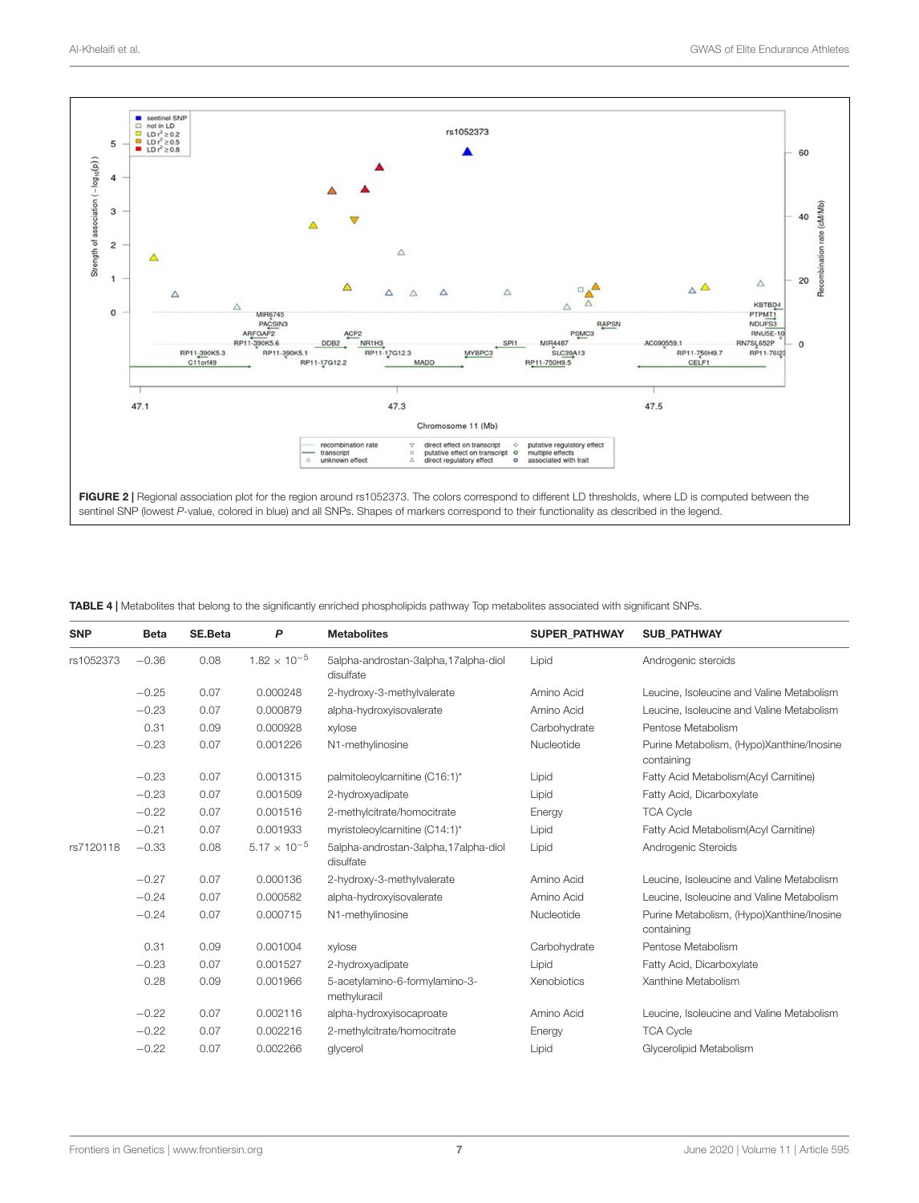FIGURE 2 | Regional association plot for the region around rs1052373. The colors correspond to different LD thresholds, where LD is computed between the sentinel SNP (lowest P-value, colored in blue) and all SNPs. Shapes of markers correspond to their functionality as described in the legend.

TABLE 4 | Metabolites that belong to the significantly enriched phospholipids pathway Top metabolites associated with significant SNPs.

| SNP | Beta | SE.Beta | P | Metabolites | SUPER_PATHWAY | SUB_PATHWAY |
|---|---|---|---|---|---|---|
| rs1052373 | −0.36 | 0.08 | $1.82 \times 10^{-5}$ | 5alpha-androstan-3alpha,17alpha-diol disulfate | Lipid | Androgenic steroids |
| | −0.25 | 0.07 | 0.000248 | 2-hydroxy-3-methylvalerate | Amino Acid | Leucine, Isoleucine and Valine Metabolism |
| | −0.23 | 0.07 | 0.000879 | alpha-hydroxyisovalerate | Amino Acid | Leucine, Isoleucine and Valine Metabolism |
| | 0.31 | 0.09 | 0.000928 | xylose | Carbohydrate | Pentose Metabolism |
| | −0.23 | 0.07 | 0.001226 | N1-methylinosine | Nucleotide | Purine Metabolism, (Hypo)Xanthine/Inosine containing |
| | −0.23 | 0.07 | 0.001315 | palmitoleoylcarnitine (C16:1)* | Lipid | Fatty Acid Metabolism(Acyl Carnitine) |
| | −0.23 | 0.07 | 0.001509 | 2-hydroxyadipate | Lipid | Fatty Acid, Dicarboxylate |
| | −0.22 | 0.07 | 0.001516 | 2-methylcitrate/homocitrate | Energy | TCA Cycle |
| | −0.21 | 0.07 | 0.001933 | myristoleoylcarnitine (C14:1)* | Lipid | Fatty Acid Metabolism(Acyl Carnitine) |
| rs7120118 | −0.33 | 0.08 | $5.17 \times 10^{-5}$ | 5alpha-androstan-3alpha,17alpha-diol disulfate | Lipid | Androgenic Steroids |
| | −0.27 | 0.07 | 0.000136 | 2-hydroxy-3-methylvalerate | Amino Acid | Leucine, Isoleucine and Valine Metabolism |
| | −0.24 | 0.07 | 0.000582 | alpha-hydroxyisovalerate | Amino Acid | Leucine, Isoleucine and Valine Metabolism |
| | −0.24 | 0.07 | 0.000715 | N1-methylinosine | Nucleotide | Purine Metabolism, (Hypo)Xanthine/Inosine containing |
| | 0.31 | 0.09 | 0.001004 | xylose | Carbohydrate | Pentose Metabolism |
| | −0.23 | 0.07 | 0.001527 | 2-hydroxyadipate | Lipid | Fatty Acid, Dicarboxylate |
| | 0.28 | 0.09 | 0.001966 | 5-acetylamino-6-formylamino-3-methyluracil | Xenobiotics | Xanthine Metabolism |
| | −0.22 | 0.07 | 0.002116 | alpha-hydroxyisocaproate | Amino Acid | Leucine, Isoleucine and Valine Metabolism |
| | −0.22 | 0.07 | 0.002216 | 2-methylcitrate/homocitrate | Energy | TCA Cycle |
| | −0.22 | 0.07 | 0.002266 | glycerol | Lipid | Glycerolipid Metabolism |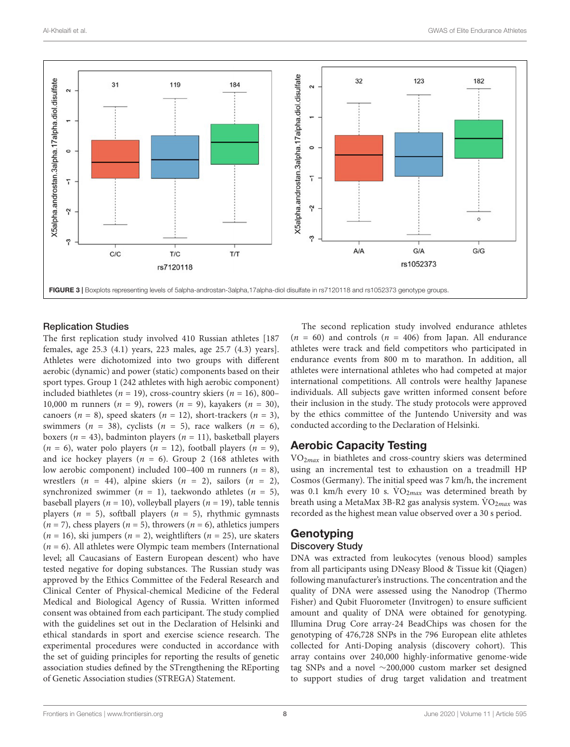FIGURE 3 | Boxplots representing levels of 5alpha-androstan-3alpha,17alpha-diol disulfate in rs7120118 and rs1052373 genotype groups.

### Replication Studies

The first replication study involved 410 Russian athletes [187 females, age 25.3 (4.1) years, 223 males, age 25.7 (4.3) years]. Athletes were dichotomized into two groups with different aerobic (dynamic) and power (static) components based on their sport types. Group 1 (242 athletes with high aerobic component) included biathletes ($n$ = 19), cross-country skiers ($n$ = 16), 800–10,000 m runners ($n$ = 9), rowers ($n$ = 9), kayakers ($n$ = 30), canoers ($n$ = 8), speed skaters ($n$ = 12), short-trackers ($n$ = 3), swimmers ($n$ = 38), cyclists ($n$ = 5), race walkers ($n$ = 6), boxers ($n$ = 43), badminton players ($n$ = 11), basketball players ($n$ = 6), water polo players ($n$ = 12), football players ($n$ = 9), and ice hockey players ($n$ = 6). Group 2 (168 athletes with low aerobic component) included 100–400 m runners ($n$ = 8), wrestlers ($n$ = 44), alpine skiers ($n$ = 2), sailors ($n$ = 2), synchronized swimmer ($n$ = 1), taekwondo athletes ($n$ = 5), baseball players ($n$ = 10), volleyball players ($n$ = 19), table tennis players ($n$ = 5), softball players ($n$ = 5), rhythmic gymnasts ($n$ = 7), chess players ($n$ = 5), throwers ($n$ = 6), athletics jumpers ($n$ = 16), ski jumpers ($n$ = 2), weightlifters ($n$ = 25), ure skaters ($n$ = 6). All athletes were Olympic team members (International level; all Caucasians of Eastern European descent) who have tested negative for doping substances. The Russian study was approved by the Ethics Committee of the Federal Research and Clinical Center of Physical-chemical Medicine of the Federal Medical and Biological Agency of Russia. Written informed consent was obtained from each participant. The study complied with the guidelines set out in the Declaration of Helsinki and ethical standards in sport and exercise science research. The experimental procedures were conducted in accordance with the set of guiding principles for reporting the results of genetic association studies defined by the STrengthening the REporting of Genetic Association studies (STREGA) Statement.

The second replication study involved endurance athletes ($n$ = 60) and controls ($n$ = 406) from Japan. All endurance athletes were track and field competitors who participated in endurance events from 800 m to marathon. In addition, all athletes were international athletes who had competed at major international competitions. All controls were healthy Japanese individuals. All subjects gave written informed consent before their inclusion in the study. The study protocols were approved by the ethics committee of the Juntendo University and was conducted according to the Declaration of Helsinki.

## Aerobic Capacity Testing

$VO_{2max}$ in biathletes and cross-country skiers was determined using an incremental test to exhaustion on a treadmill HP Cosmos (Germany). The initial speed was 7 km/h, the increment was 0.1 km/h every 10 s. $\dot{V}O_{2max}$ was determined breath by breath using a MetaMax 3B-R2 gas analysis system. $\dot{V}O_{2max}$ was recorded as the highest mean value observed over a 30 s period.

## Genotyping

### Discovery Study

DNA was extracted from leukocytes (venous blood) samples from all participants using DNeasy Blood & Tissue kit (Qiagen) following manufacturer's instructions. The concentration and the quality of DNA were assessed using the Nanodrop (Thermo Fisher) and Qubit Fluorometer (Invitrogen) to ensure sufficient amount and quality of DNA were obtained for genotyping. Illumina Drug Core array-24 BeadChips was chosen for the genotyping of 476,728 SNPs in the 796 European elite athletes collected for Anti-Doping analysis (discovery cohort). This array contains over 240,000 highly-informative genome-wide tag SNPs and a novel ∼200,000 custom marker set designed to support studies of drug target validation and treatment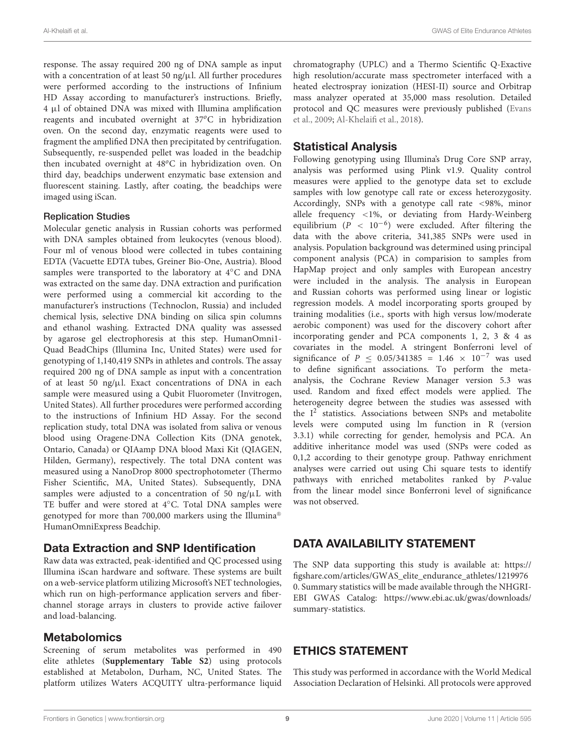response. The assay required 200 ng of DNA sample as input with a concentration of at least 50 ng/μl. All further procedures were performed according to the instructions of Infinium HD Assay according to manufacturer's instructions. Briefly, 4 μl of obtained DNA was mixed with Illumina amplification reagents and incubated overnight at 37°C in hybridization oven. On the second day, enzymatic reagents were used to fragment the amplified DNA then precipitated by centrifugation. Subsequently, re-suspended pellet was loaded in the beadchip then incubated overnight at 48°C in hybridization oven. On third day, beadchips underwent enzymatic base extension and fluorescent staining. Lastly, after coating, the beadchips were imaged using iScan.

#### Replication Studies

Molecular genetic analysis in Russian cohorts was performed with DNA samples obtained from leukocytes (venous blood). Four ml of venous blood were collected in tubes containing EDTA (Vacuette EDTA tubes, Greiner Bio-One, Austria). Blood samples were transported to the laboratory at 4°C and DNA was extracted on the same day. DNA extraction and purification were performed using a commercial kit according to the manufacturer's instructions (Technoclon, Russia) and included chemical lysis, selective DNA binding on silica spin columns and ethanol washing. Extracted DNA quality was assessed by agarose gel electrophoresis at this step. HumanOmni1-Quad BeadChips (Illumina Inc, United States) were used for genotyping of 1,140,419 SNPs in athletes and controls. The assay required 200 ng of DNA sample as input with a concentration of at least 50 ng/μl. Exact concentrations of DNA in each sample were measured using a Qubit Fluorometer (Invitrogen, United States). All further procedures were performed according to the instructions of Infinium HD Assay. For the second replication study, total DNA was isolated from saliva or venous blood using Oragene·DNA Collection Kits (DNA genotek, Ontario, Canada) or QIAamp DNA blood Maxi Kit (QIAGEN, Hilden, Germany), respectively. The total DNA content was measured using a NanoDrop 8000 spectrophotometer (Thermo Fisher Scientific, MA, United States). Subsequently, DNA samples were adjusted to a concentration of 50 ng/μL with TE buffer and were stored at 4°C. Total DNA samples were genotyped for more than 700,000 markers using the Illumina® HumanOmniExpress Beadchip.

### Data Extraction and SNP Identification

Raw data was extracted, peak-identified and QC processed using Illumina iScan hardware and software. These systems are built on a web-service platform utilizing Microsoft's NET technologies, which run on high-performance application servers and fiber-channel storage arrays in clusters to provide active failover and load-balancing.

### Metabolomics

Screening of serum metabolites was performed in 490 elite athletes (**Supplementary Table S2**) using protocols established at Metabolon, Durham, NC, United States. The platform utilizes Waters ACQUITY ultra-performance liquid chromatography (UPLC) and a Thermo Scientific Q-Exactive high resolution/accurate mass spectrometer interfaced with a heated electrospray ionization (HESI-II) source and Orbitrap mass analyzer operated at 35,000 mass resolution. Detailed protocol and QC measures were previously published (Evans et al., 2009; Al-Khelaifi et al., 2018).

### Statistical Analysis

Following genotyping using Illumina's Drug Core SNP array, analysis was performed using Plink v1.9. Quality control measures were applied to the genotype data set to exclude samples with low genotype call rate or excess heterozygosity. Accordingly, SNPs with a genotype call rate <98%, minor allele frequency <1%, or deviating from Hardy-Weinberg equilibrium ($P < 10^{-6}$) were excluded. After filtering the data with the above criteria, 341,385 SNPs were used in analysis. Population background was determined using principal component analysis (PCA) in comparision to samples from HapMap project and only samples with European ancestry were included in the analysis. The analysis in European and Russian cohorts was performed using linear or logistic regression models. A model incorporating sports grouped by training modalities (i.e., sports with high versus low/moderate aerobic component) was used for the discovery cohort after incorporating gender and PCA components 1, 2, 3 & 4 as covariates in the model. A stringent Bonferroni level of significance of $P \leq 0.05/341385 = 1.46 \times 10^{-7}$ was used to define significant associations. To perform the meta-analysis, the Cochrane Review Manager version 5.3 was used. Random and fixed effect models were applied. The heterogeneity degree between the studies was assessed with the $I^2$ statistics. Associations between SNPs and metabolite levels were computed using lm function in R (version 3.3.1) while correcting for gender, hemolysis and PCA. An additive inheritance model was used (SNPs were coded as 0,1,2 according to their genotype group. Pathway enrichment analyses were carried out using Chi square tests to identify pathways with enriched metabolites ranked by *P*-value from the linear model since Bonferroni level of significance was not observed.

## DATA AVAILABILITY STATEMENT

The SNP data supporting this study is available at: https://figshare.com/articles/GWAS_elite_endurance_athletes/12199760. Summary statistics will be made available through the NHGRI-EBI GWAS Catalog: https://www.ebi.ac.uk/gwas/downloads/summary-statistics.

## ETHICS STATEMENT

This study was performed in accordance with the World Medical Association Declaration of Helsinki. All protocols were approved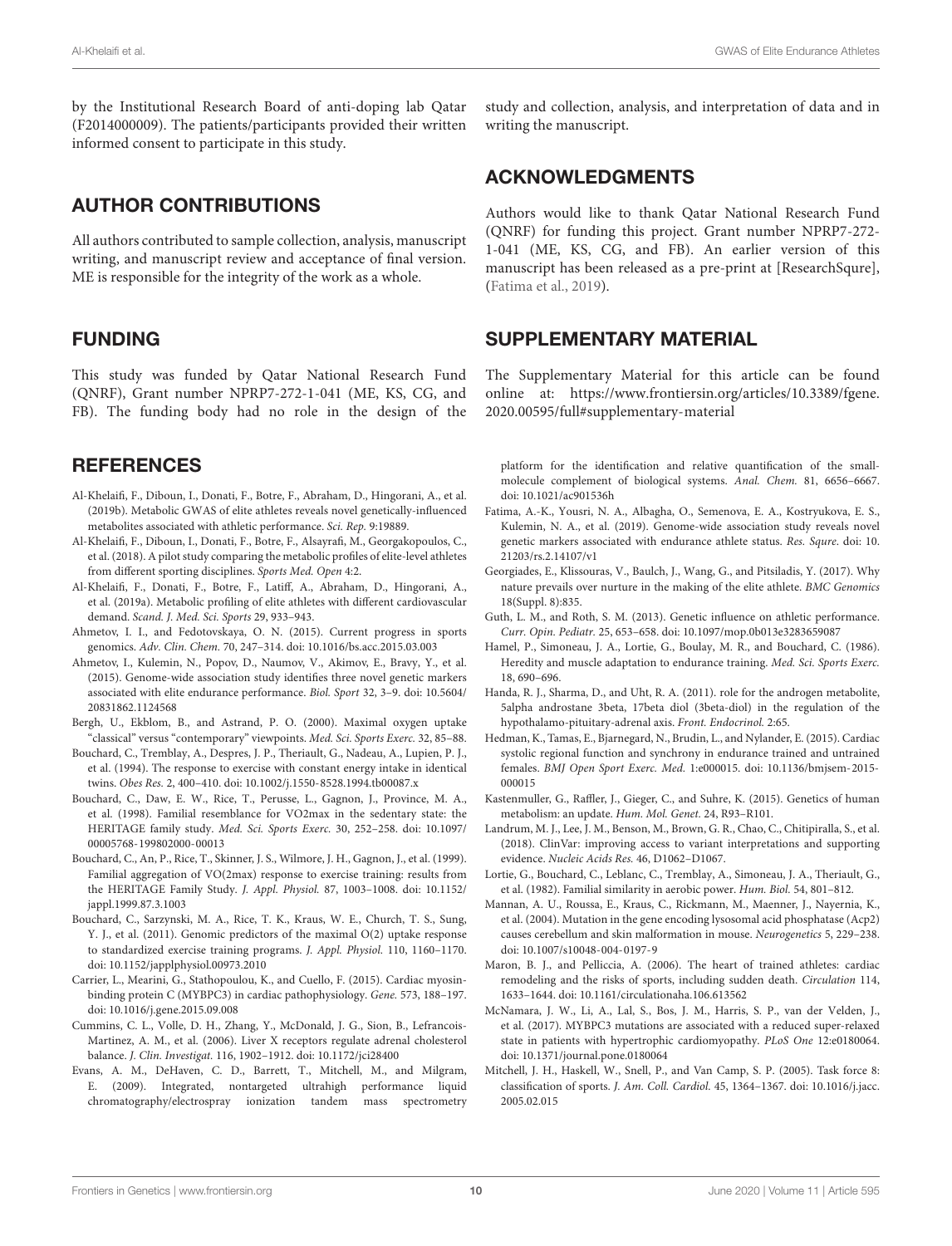by the Institutional Research Board of anti-doping lab Qatar (F2014000009). The patients/participants provided their written informed consent to participate in this study.

## AUTHOR CONTRIBUTIONS

All authors contributed to sample collection, analysis, manuscript writing, and manuscript review and acceptance of final version. ME is responsible for the integrity of the work as a whole.

## FUNDING

This study was funded by Qatar National Research Fund (QNRF), Grant number NPRP7-272-1-041 (ME, KS, CG, and FB). The funding body had no role in the design of the study and collection, analysis, and interpretation of data and in writing the manuscript.

## ACKNOWLEDGMENTS

Authors would like to thank Qatar National Research Fund (QNRF) for funding this project. Grant number NPRP7-272-1-041 (ME, KS, CG, and FB). An earlier version of this manuscript has been released as a pre-print at [ResearchSqure], (Fatima et al., 2019).

## SUPPLEMENTARY MATERIAL

The Supplementary Material for this article can be found online at: https://www.frontiersin.org/articles/10.3389/fgene.2020.00595/full#supplementary-material

## REFERENCES

Al-Khelaifi, F., Diboun, I., Donati, F., Botre, F., Abraham, D., Hingorani, A., et al. (2019b). Metabolic GWAS of elite athletes reveals novel genetically-influenced metabolites associated with athletic performance. *Sci. Rep.* 9:19889.

Al-Khelaifi, F., Diboun, I., Donati, F., Botre, F., Alsayrafi, M., Georgakopoulos, C., et al. (2018). A pilot study comparing the metabolic profiles of elite-level athletes from different sporting disciplines. *Sports Med. Open* 4:2.

Al-Khelaifi, F., Donati, F., Botre, F., Latiff, A., Abraham, D., Hingorani, A., et al. (2019a). Metabolic profiling of elite athletes with different cardiovascular demand. *Scand. J. Med. Sci. Sports* 29, 933–943.

Ahmetov, I. I., and Fedotovskaya, O. N. (2015). Current progress in sports genomics. *Adv. Clin. Chem.* 70, 247–314. doi: 10.1016/bs.acc.2015.03.003

Ahmetov, I., Kulemin, N., Popov, D., Naumov, V., Akimov, E., Bravy, Y., et al. (2015). Genome-wide association study identifies three novel genetic markers associated with elite endurance performance. *Biol. Sport* 32, 3–9. doi: 10.5604/20831862.1124568

Bergh, U., Ekblom, B., and Astrand, P. O. (2000). Maximal oxygen uptake "classical" versus "contemporary" viewpoints. *Med. Sci. Sports Exerc.* 32, 85–88.

Bouchard, C., Tremblay, A., Despres, J. P., Theriault, G., Nadeau, A., Lupien, P. J., et al. (1994). The response to exercise with constant energy intake in identical twins. *Obes Res.* 2, 400–410. doi: 10.1002/j.1550-8528.1994.tb00087.x

Bouchard, C., Daw, E. W., Rice, T., Perusse, L., Gagnon, J., Province, M. A., et al. (1998). Familial resemblance for VO2max in the sedentary state: the HERITAGE family study. *Med. Sci. Sports Exerc.* 30, 252–258. doi: 10.1097/00005768-199802000-00013

Bouchard, C., An, P., Rice, T., Skinner, J. S., Wilmore, J. H., Gagnon, J., et al. (1999). Familial aggregation of VO(2max) response to exercise training: results from the HERITAGE Family Study. *J. Appl. Physiol.* 87, 1003–1008. doi: 10.1152/jappl.1999.87.3.1003

Bouchard, C., Sarzynski, M. A., Rice, T. K., Kraus, W. E., Church, T. S., Sung, Y. J., et al. (2011). Genomic predictors of the maximal O(2) uptake response to standardized exercise training programs. *J. Appl. Physiol.* 110, 1160–1170. doi: 10.1152/japplphysiol.00973.2010

Carrier, L., Mearini, G., Stathopoulou, K., and Cuello, F. (2015). Cardiac myosin-binding protein C (MYBPC3) in cardiac pathophysiology. *Gene.* 573, 188–197. doi: 10.1016/j.gene.2015.09.008

Cummins, C. L., Volle, D. H., Zhang, Y., McDonald, J. G., Sion, B., Lefrancois-Martinez, A. M., et al. (2006). Liver X receptors regulate adrenal cholesterol balance. *J. Clin. Investigat.* 116, 1902–1912. doi: 10.1172/jci28400

Evans, A. M., DeHaven, C. D., Barrett, T., Mitchell, M., and Milgram, E. (2009). Integrated, nontargeted ultrahigh performance liquid chromatography/electrospray ionization tandem mass spectrometry platform for the identification and relative quantification of the small-molecule complement of biological systems. *Anal. Chem.* 81, 6656–6667. doi: 10.1021/ac901536h

Fatima, A.-K., Yousri, N. A., Albagha, O., Semenova, E. A., Kostryukova, E. S., Kulemin, N. A., et al. (2019). Genome-wide association study reveals novel genetic markers associated with endurance athlete status. *Res. Squre.* doi: 10.21203/rs.2.14107/v1

Georgiades, E., Klissouras, V., Baulch, J., Wang, G., and Pitsiladis, Y. (2017). Why nature prevails over nurture in the making of the elite athlete. *BMC Genomics* 18(Suppl. 8):835.

Guth, L. M., and Roth, S. M. (2013). Genetic influence on athletic performance. *Curr. Opin. Pediatr.* 25, 653–658. doi: 10.1097/mop.0b013e3283659087

Hamel, P., Simoneau, J. A., Lortie, G., Boulay, M. R., and Bouchard, C. (1986). Heredity and muscle adaptation to endurance training. *Med. Sci. Sports Exerc.* 18, 690–696.

Handa, R. J., Sharma, D., and Uht, R. A. (2011). role for the androgen metabolite, 5alpha androstane 3beta, 17beta diol (3beta-diol) in the regulation of the hypothalamo-pituitary-adrenal axis. *Front. Endocrinol.* 2:65.

Hedman, K., Tamas, E., Bjarnegard, N., Brudin, L., and Nylander, E. (2015). Cardiac systolic regional function and synchrony in endurance trained and untrained females. *BMJ Open Sport Exerc. Med.* 1:e000015. doi: 10.1136/bmjsem-2015-000015

Kastenmuller, G., Raffler, J., Gieger, C., and Suhre, K. (2015). Genetics of human metabolism: an update. *Hum. Mol. Genet.* 24, R93–R101.

Landrum, M. J., Lee, J. M., Benson, M., Brown, G. R., Chao, C., Chitipiralla, S., et al. (2018). ClinVar: improving access to variant interpretations and supporting evidence. *Nucleic Acids Res.* 46, D1062–D1067.

Lortie, G., Bouchard, C., Leblanc, C., Tremblay, A., Simoneau, J. A., Theriault, G., et al. (1982). Familial similarity in aerobic power. *Hum. Biol.* 54, 801–812.

Mannan, A. U., Roussa, E., Kraus, C., Rickmann, M., Maenner, J., Nayernia, K., et al. (2004). Mutation in the gene encoding lysosomal acid phosphatase (Acp2) causes cerebellum and skin malformation in mouse. *Neurogenetics* 5, 229–238. doi: 10.1007/s10048-004-0197-9

Maron, B. J., and Pelliccia, A. (2006). The heart of trained athletes: cardiac remodeling and the risks of sports, including sudden death. *Circulation* 114, 1633–1644. doi: 10.1161/circulationaha.106.613562

McNamara, J. W., Li, A., Lal, S., Bos, J. M., Harris, S. P., van der Velden, J., et al. (2017). MYBPC3 mutations are associated with a reduced super-relaxed state in patients with hypertrophic cardiomyopathy. *PLoS One* 12:e0180064. doi: 10.1371/journal.pone.0180064

Mitchell, J. H., Haskell, W., Snell, P., and Van Camp, S. P. (2005). Task force 8: classification of sports. *J. Am. Coll. Cardiol.* 45, 1364–1367. doi: 10.1016/j.jacc.2005.02.015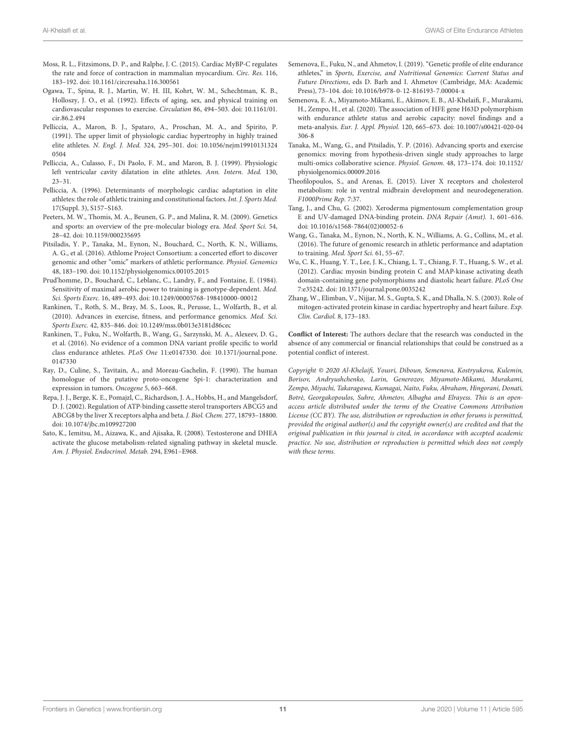Moss, R. L., Fitzsimons, D. P., and Ralphe, J. C. (2015). Cardiac MyBP-C regulates the rate and force of contraction in mammalian myocardium. *Circ. Res.* 116, 183–192. doi: 10.1161/circresaha.116.300561

Ogawa, T., Spina, R. J., Martin, W. H. III, Kohrt, W. M., Schechtman, K. B., Holloszy, J. O., et al. (1992). Effects of aging, sex, and physical training on cardiovascular responses to exercise. *Circulation* 86, 494–503. doi: 10.1161/01.cir.86.2.494

Pelliccia, A., Maron, B. J., Spataro, A., Proschan, M. A., and Spirito, P. (1991). The upper limit of physiologic cardiac hypertrophy in highly trained elite athletes. *N. Engl. J. Med.* 324, 295–301. doi: 10.1056/nejm199101313240504

Pelliccia, A., Culasso, F., Di Paolo, F. M., and Maron, B. J. (1999). Physiologic left ventricular cavity dilatation in elite athletes. *Ann. Intern. Med.* 130, 23–31.

Pelliccia, A. (1996). Determinants of morphologic cardiac adaptation in elite athletes: the role of athletic training and constitutional factors. *Int. J. Sports Med.* 17(Suppl. 3), S157–S163.

Peeters, M. W., Thomis, M. A., Beunen, G. P., and Malina, R. M. (2009). Genetics and sports: an overview of the pre-molecular biology era. *Med. Sport Sci.* 54, 28–42. doi: 10.1159/000235695

Pitsiladis, Y. P., Tanaka, M., Eynon, N., Bouchard, C., North, K. N., Williams, A. G., et al. (2016). Athlome Project Consortium: a concerted effort to discover genomic and other "omic" markers of athletic performance. *Physiol. Genomics* 48, 183–190. doi: 10.1152/physiolgenomics.00105.2015

Prud'homme, D., Bouchard, C., Leblanc, C., Landry, F., and Fontaine, E. (1984). Sensitivity of maximal aerobic power to training is genotype-dependent. *Med. Sci. Sports Exerc.* 16, 489–493. doi: 10.1249/00005768-198410000-00012

Rankinen, T., Roth, S. M., Bray, M. S., Loos, R., Perusse, L., Wolfarth, B., et al. (2010). Advances in exercise, fitness, and performance genomics. *Med. Sci. Sports Exerc.* 42, 835–846. doi: 10.1249/mss.0b013e3181d86cec

Rankinen, T., Fuku, N., Wolfarth, B., Wang, G., Sarzynski, M. A., Alexeev, D. G., et al. (2016). No evidence of a common DNA variant profile specific to world class endurance athletes. *PLoS One* 11:e0147330. doi: 10.1371/journal.pone.0147330

Ray, D., Culine, S., Tavitain, A., and Moreau-Gachelin, F. (1990). The human homologue of the putative proto-oncogene Spi-1: characterization and expression in tumors. *Oncogene* 5, 663–668.

Repa, J. J., Berge, K. E., Pomajzl, C., Richardson, J. A., Hobbs, H., and Mangelsdorf, D. J. (2002). Regulation of ATP-binding cassette sterol transporters ABCG5 and ABCG8 by the liver X receptors alpha and beta. *J. Biol. Chem.* 277, 18793–18800. doi: 10.1074/jbc.m109927200

Sato, K., Iemitsu, M., Aizawa, K., and Ajisaka, R. (2008). Testosterone and DHEA activate the glucose metabolism-related signaling pathway in skeletal muscle. *Am. J. Physiol. Endocrinol. Metab.* 294, E961–E968.

Semenova, E., Fuku, N., and Ahmetov, I. (2019). "Genetic profile of elite endurance athletes," in *Sports, Exercise, and Nutritional Genomics: Current Status and Future Directions*, eds D. Barh and I. Ahmetov (Cambridge, MA: Academic Press), 73–104. doi: 10.1016/b978-0-12-816193-7.00004-x

Semenova, E. A., Miyamoto-Mikami, E., Akimov, E. B., Al-Khelaifi, F., Murakami, H., Zempo, H., et al. (2020). The association of HFE gene H63D polymorphism with endurance athlete status and aerobic capacity: novel findings and a meta-analysis. *Eur. J. Appl. Physiol.* 120, 665–673. doi: 10.1007/s00421-020-04306-8

Tanaka, M., Wang, G., and Pitsiladis, Y. P. (2016). Advancing sports and exercise genomics: moving from hypothesis-driven single study approaches to large multi-omics collaborative science. *Physiol. Genom.* 48, 173–174. doi: 10.1152/physiolgenomics.00009.2016

Theofilopoulos, S., and Arenas, E. (2015). Liver X receptors and cholesterol metabolism: role in ventral midbrain development and neurodegeneration. *F1000Prime Rep.* 7:37.

Tang, J., and Chu, G. (2002). Xeroderma pigmentosum complementation group E and UV-damaged DNA-binding protein. *DNA Repair (Amst).* 1, 601–616. doi: 10.1016/s1568-7864(02)00052-6

Wang, G., Tanaka, M., Eynon, N., North, K. N., Williams, A. G., Collins, M., et al. (2016). The future of genomic research in athletic performance and adaptation to training. *Med. Sport Sci.* 61, 55–67.

Wu, C. K., Huang, Y. T., Lee, J. K., Chiang, L. T., Chiang, F. T., Huang, S. W., et al. (2012). Cardiac myosin binding protein C and MAP-kinase activating death domain-containing gene polymorphisms and diastolic heart failure. *PLoS One* 7:e35242. doi: 10.1371/journal.pone.0035242

Zhang, W., Elimban, V., Nijjar, M. S., Gupta, S. K., and Dhalla, N. S. (2003). Role of mitogen-activated protein kinase in cardiac hypertrophy and heart failure. *Exp. Clin. Cardiol.* 8, 173–183.

**Conflict of Interest:** The authors declare that the research was conducted in the absence of any commercial or financial relationships that could be construed as a potential conflict of interest.

*Copyright © 2020 Al-Khelaifi, Yousri, Diboun, Semenova, Kostryukova, Kulemin, Borisov, Andryushchenko, Larin, Generozov, Miyamoto-Mikami, Murakami, Zempo, Miyachi, Takaragawa, Kumagai, Naito, Fuku, Abraham, Hingorani, Donati, Botrè, Georgakopoulos, Suhre, Ahmetov, Albagha and Elrayess. This is an open-access article distributed under the terms of the Creative Commons Attribution License (CC BY). The use, distribution or reproduction in other forums is permitted, provided the original author(s) and the copyright owner(s) are credited and that the original publication in this journal is cited, in accordance with accepted academic practice. No use, distribution or reproduction is permitted which does not comply with these terms.*